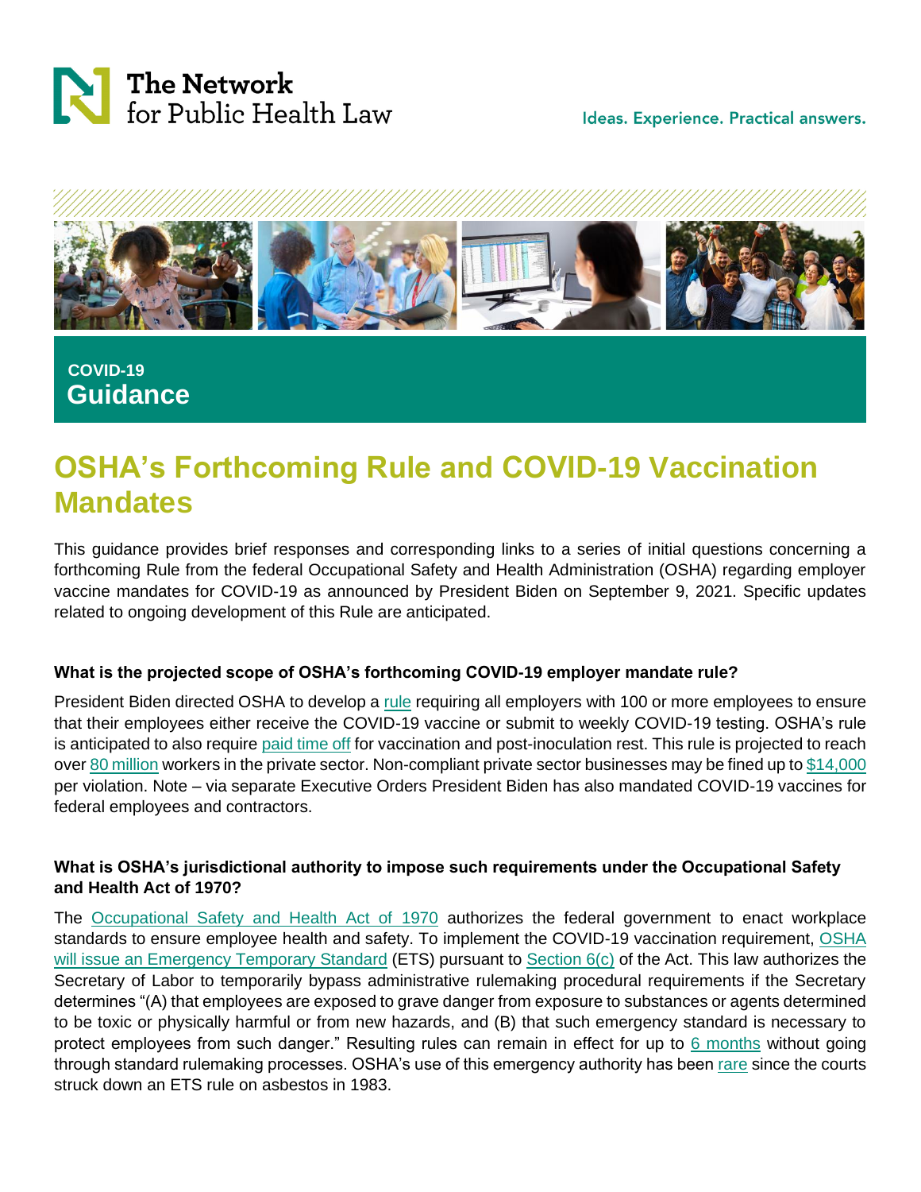The Network for Public Health Law

Ideas. Experience. Practical answers.

**COVID-19**
**Guidance**

# OSHA's Forthcoming Rule and COVID-19 Vaccination Mandates

This guidance provides brief responses and corresponding links to a series of initial questions concerning a forthcoming Rule from the federal Occupational Safety and Health Administration (OSHA) regarding employer vaccine mandates for COVID-19 as announced by President Biden on September 9, 2021. Specific updates related to ongoing development of this Rule are anticipated.

### What is the projected scope of OSHA's forthcoming COVID-19 employer mandate rule?

President Biden directed OSHA to develop a rule requiring all employers with 100 or more employees to ensure that their employees either receive the COVID-19 vaccine or submit to weekly COVID-19 testing. OSHA's rule is anticipated to also require paid time off for vaccination and post-inoculation rest. This rule is projected to reach over 80 million workers in the private sector. Non-compliant private sector businesses may be fined up to $14,000 per violation. Note – via separate Executive Orders President Biden has also mandated COVID-19 vaccines for federal employees and contractors.

### What is OSHA's jurisdictional authority to impose such requirements under the Occupational Safety and Health Act of 1970?

The Occupational Safety and Health Act of 1970 authorizes the federal government to enact workplace standards to ensure employee health and safety. To implement the COVID-19 vaccination requirement, OSHA will issue an Emergency Temporary Standard (ETS) pursuant to Section 6(c) of the Act. This law authorizes the Secretary of Labor to temporarily bypass administrative rulemaking procedural requirements if the Secretary determines "(A) that employees are exposed to grave danger from exposure to substances or agents determined to be toxic or physically harmful or from new hazards, and (B) that such emergency standard is necessary to protect employees from such danger." Resulting rules can remain in effect for up to 6 months without going through standard rulemaking processes. OSHA's use of this emergency authority has been rare since the courts struck down an ETS rule on asbestos in 1983.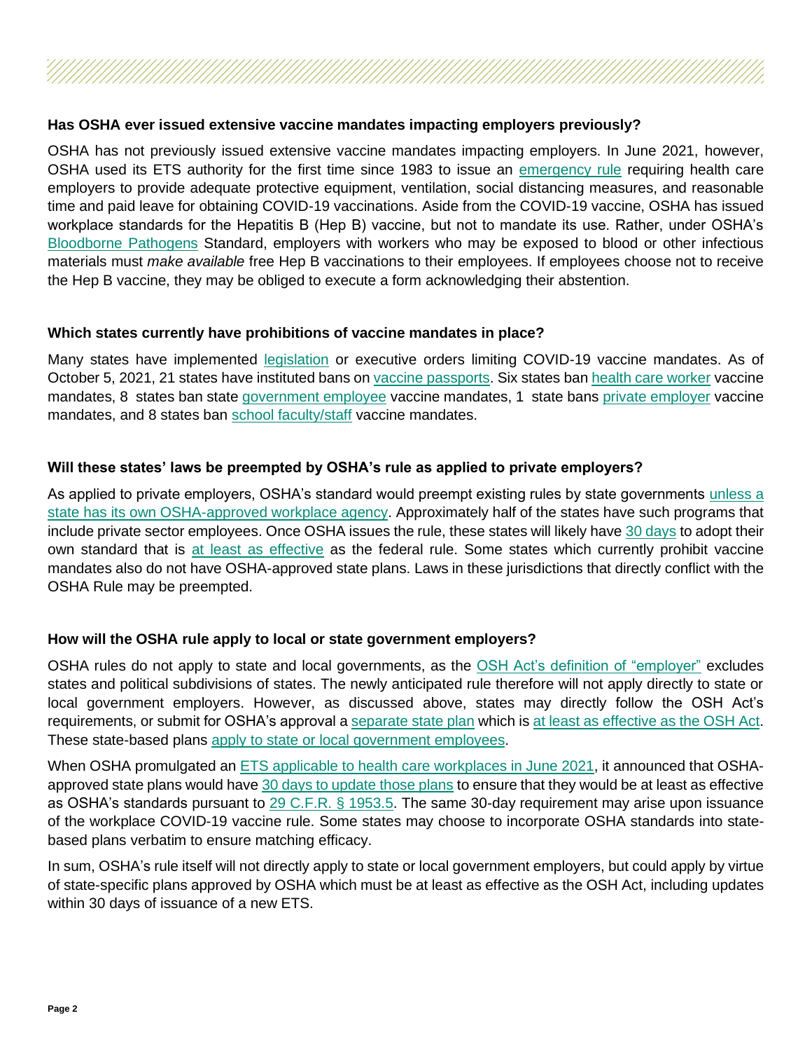### Has OSHA ever issued extensive vaccine mandates impacting employers previously?

OSHA has not previously issued extensive vaccine mandates impacting employers. In June 2021, however, OSHA used its ETS authority for the first time since 1983 to issue an emergency rule requiring health care employers to provide adequate protective equipment, ventilation, social distancing measures, and reasonable time and paid leave for obtaining COVID-19 vaccinations. Aside from the COVID-19 vaccine, OSHA has issued workplace standards for the Hepatitis B (Hep B) vaccine, but not to mandate its use. Rather, under OSHA's Bloodborne Pathogens Standard, employers with workers who may be exposed to blood or other infectious materials must *make available* free Hep B vaccinations to their employees. If employees choose not to receive the Hep B vaccine, they may be obliged to execute a form acknowledging their abstention.

### Which states currently have prohibitions of vaccine mandates in place?

Many states have implemented legislation or executive orders limiting COVID-19 vaccine mandates. As of October 5, 2021, 21 states have instituted bans on vaccine passports. Six states ban health care worker vaccine mandates, 8 states ban state government employee vaccine mandates, 1 state bans private employer vaccine mandates, and 8 states ban school faculty/staff vaccine mandates.

### Will these states' laws be preempted by OSHA's rule as applied to private employers?

As applied to private employers, OSHA's standard would preempt existing rules by state governments unless a state has its own OSHA-approved workplace agency. Approximately half of the states have such programs that include private sector employees. Once OSHA issues the rule, these states will likely have 30 days to adopt their own standard that is at least as effective as the federal rule. Some states which currently prohibit vaccine mandates also do not have OSHA-approved state plans. Laws in these jurisdictions that directly conflict with the OSHA Rule may be preempted.

### How will the OSHA rule apply to local or state government employers?

OSHA rules do not apply to state and local governments, as the OSH Act's definition of "employer" excludes states and political subdivisions of states. The newly anticipated rule therefore will not apply directly to state or local government employers. However, as discussed above, states may directly follow the OSH Act's requirements, or submit for OSHA's approval a separate state plan which is at least as effective as the OSH Act. These state-based plans apply to state or local government employees.

When OSHA promulgated an ETS applicable to health care workplaces in June 2021, it announced that OSHA-approved state plans would have 30 days to update those plans to ensure that they would be at least as effective as OSHA's standards pursuant to 29 C.F.R. § 1953.5. The same 30-day requirement may arise upon issuance of the workplace COVID-19 vaccine rule. Some states may choose to incorporate OSHA standards into state-based plans verbatim to ensure matching efficacy.

In sum, OSHA's rule itself will not directly apply to state or local government employers, but could apply by virtue of state-specific plans approved by OSHA which must be at least as effective as the OSH Act, including updates within 30 days of issuance of a new ETS.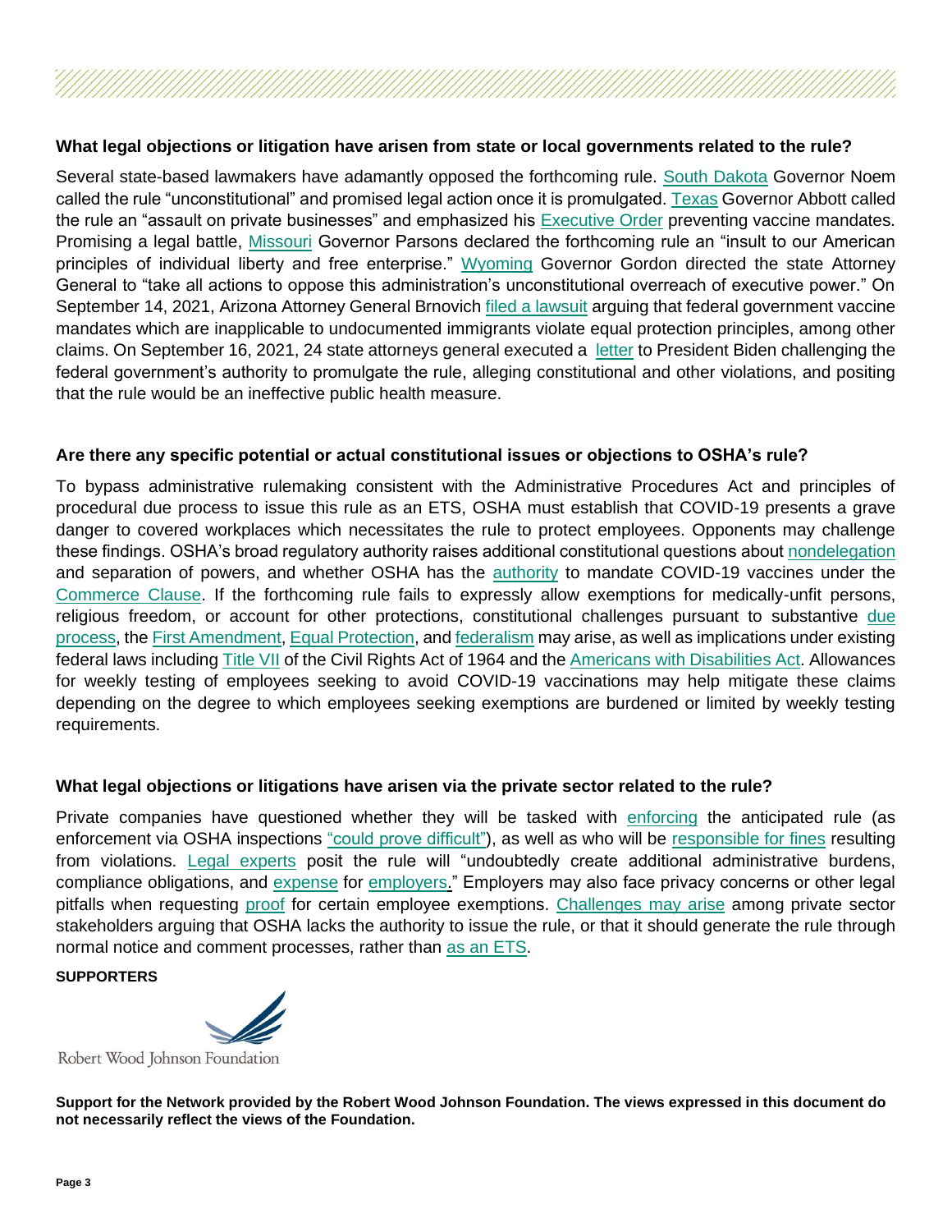### What legal objections or litigation have arisen from state or local governments related to the rule?

Several state-based lawmakers have adamantly opposed the forthcoming rule. South Dakota Governor Noem called the rule "unconstitutional" and promised legal action once it is promulgated. Texas Governor Abbott called the rule an "assault on private businesses" and emphasized his Executive Order preventing vaccine mandates. Promising a legal battle, Missouri Governor Parsons declared the forthcoming rule an "insult to our American principles of individual liberty and free enterprise." Wyoming Governor Gordon directed the state Attorney General to "take all actions to oppose this administration's unconstitutional overreach of executive power." On September 14, 2021, Arizona Attorney General Brnovich filed a lawsuit arguing that federal government vaccine mandates which are inapplicable to undocumented immigrants violate equal protection principles, among other claims. On September 16, 2021, 24 state attorneys general executed a letter to President Biden challenging the federal government's authority to promulgate the rule, alleging constitutional and other violations, and positing that the rule would be an ineffective public health measure.

### Are there any specific potential or actual constitutional issues or objections to OSHA's rule?

To bypass administrative rulemaking consistent with the Administrative Procedures Act and principles of procedural due process to issue this rule as an ETS, OSHA must establish that COVID-19 presents a grave danger to covered workplaces which necessitates the rule to protect employees. Opponents may challenge these findings. OSHA's broad regulatory authority raises additional constitutional questions about nondelegation and separation of powers, and whether OSHA has the authority to mandate COVID-19 vaccines under the Commerce Clause. If the forthcoming rule fails to expressly allow exemptions for medically-unfit persons, religious freedom, or account for other protections, constitutional challenges pursuant to substantive due process, the First Amendment, Equal Protection, and federalism may arise, as well as implications under existing federal laws including Title VII of the Civil Rights Act of 1964 and the Americans with Disabilities Act. Allowances for weekly testing of employees seeking to avoid COVID-19 vaccinations may help mitigate these claims depending on the degree to which employees seeking exemptions are burdened or limited by weekly testing requirements.

### What legal objections or litigations have arisen via the private sector related to the rule?

Private companies have questioned whether they will be tasked with enforcing the anticipated rule (as enforcement via OSHA inspections "could prove difficult"), as well as who will be responsible for fines resulting from violations. Legal experts posit the rule will "undoubtedly create additional administrative burdens, compliance obligations, and expense for employers." Employers may also face privacy concerns or other legal pitfalls when requesting proof for certain employee exemptions. Challenges may arise among private sector stakeholders arguing that OSHA lacks the authority to issue the rule, or that it should generate the rule through normal notice and comment processes, rather than as an ETS.

**SUPPORTERS**

Robert Wood Johnson Foundation

**Support for the Network provided by the Robert Wood Johnson Foundation. The views expressed in this document do not necessarily reflect the views of the Foundation.**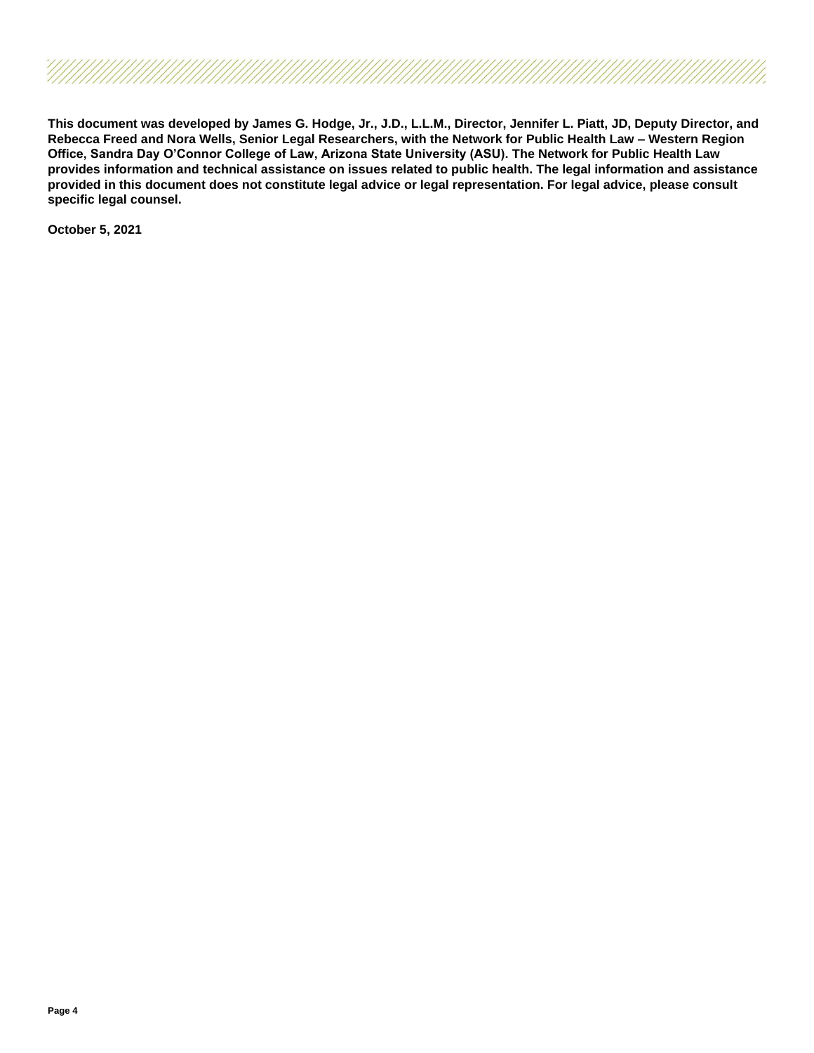**This document was developed by James G. Hodge, Jr., J.D., L.L.M., Director, Jennifer L. Piatt, JD, Deputy Director, and Rebecca Freed and Nora Wells, Senior Legal Researchers, with the Network for Public Health Law – Western Region Office, Sandra Day O'Connor College of Law, Arizona State University (ASU). The Network for Public Health Law provides information and technical assistance on issues related to public health. The legal information and assistance provided in this document does not constitute legal advice or legal representation. For legal advice, please consult specific legal counsel.**

**October 5, 2021**